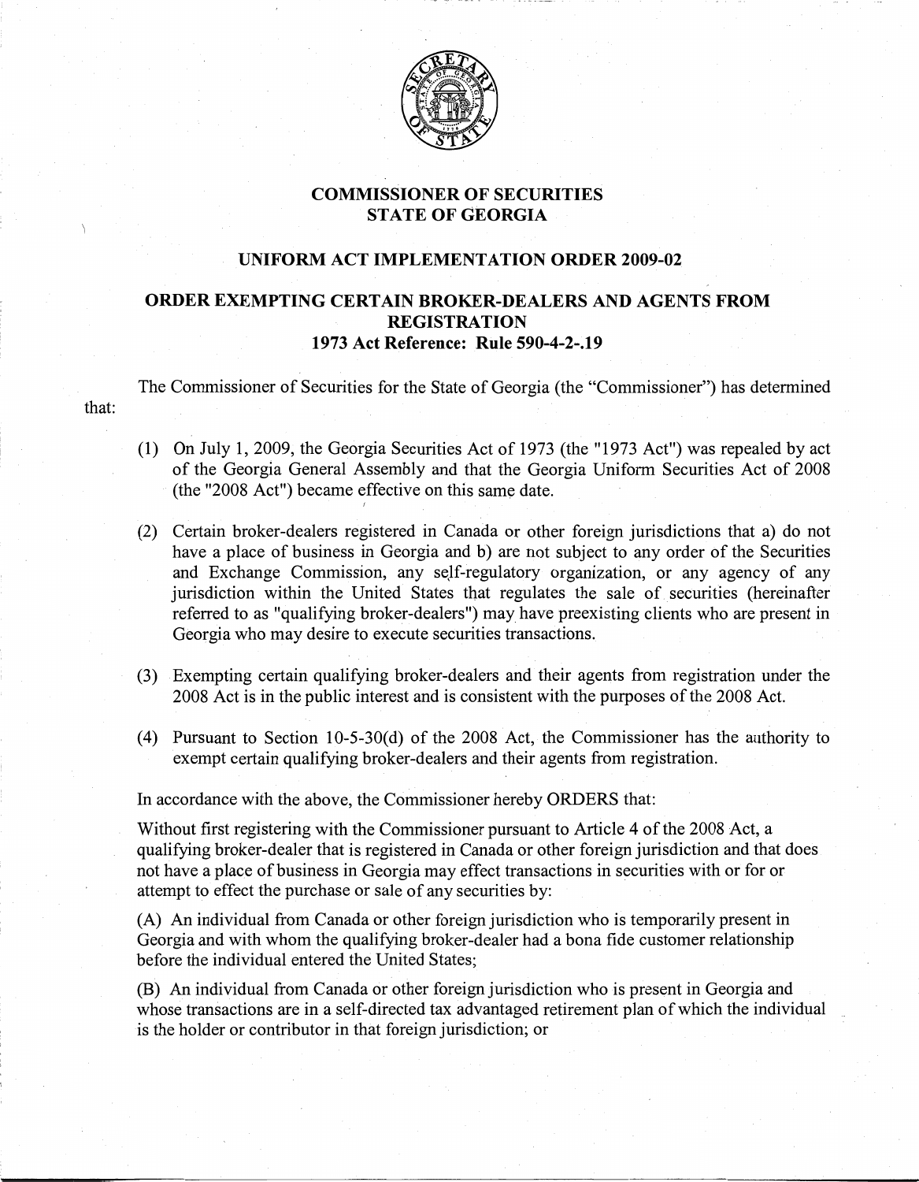# COMMISSIONER OF SECURITIES
# STATE OF GEORGIA

## UNIFORM ACT IMPLEMENTATION ORDER 2009-02

## ORDER EXEMPTING CERTAIN BROKER-DEALERS AND AGENTS FROM REGISTRATION
### 1973 Act Reference: Rule 590-4-2-.19

The Commissioner of Securities for the State of Georgia (the "Commissioner") has determined that:

(1) On July 1, 2009, the Georgia Securities Act of 1973 (the "1973 Act") was repealed by act of the Georgia General Assembly and that the Georgia Uniform Securities Act of 2008 (the "2008 Act") became effective on this same date.

(2) Certain broker-dealers registered in Canada or other foreign jurisdictions that a) do not have a place of business in Georgia and b) are not subject to any order of the Securities and Exchange Commission, any self-regulatory organization, or any agency of any jurisdiction within the United States that regulates the sale of securities (hereinafter referred to as "qualifying broker-dealers") may have preexisting clients who are present in Georgia who may desire to execute securities transactions.

(3) Exempting certain qualifying broker-dealers and their agents from registration under the 2008 Act is in the public interest and is consistent with the purposes of the 2008 Act.

(4) Pursuant to Section 10-5-30(d) of the 2008 Act, the Commissioner has the authority to exempt certain qualifying broker-dealers and their agents from registration.

In accordance with the above, the Commissioner hereby ORDERS that:

Without first registering with the Commissioner pursuant to Article 4 of the 2008 Act, a qualifying broker-dealer that is registered in Canada or other foreign jurisdiction and that does not have a place of business in Georgia may effect transactions in securities with or for or attempt to effect the purchase or sale of any securities by:

(A) An individual from Canada or other foreign jurisdiction who is temporarily present in Georgia and with whom the qualifying broker-dealer had a bona fide customer relationship before the individual entered the United States;

(B) An individual from Canada or other foreign jurisdiction who is present in Georgia and whose transactions are in a self-directed tax advantaged retirement plan of which the individual is the holder or contributor in that foreign jurisdiction; or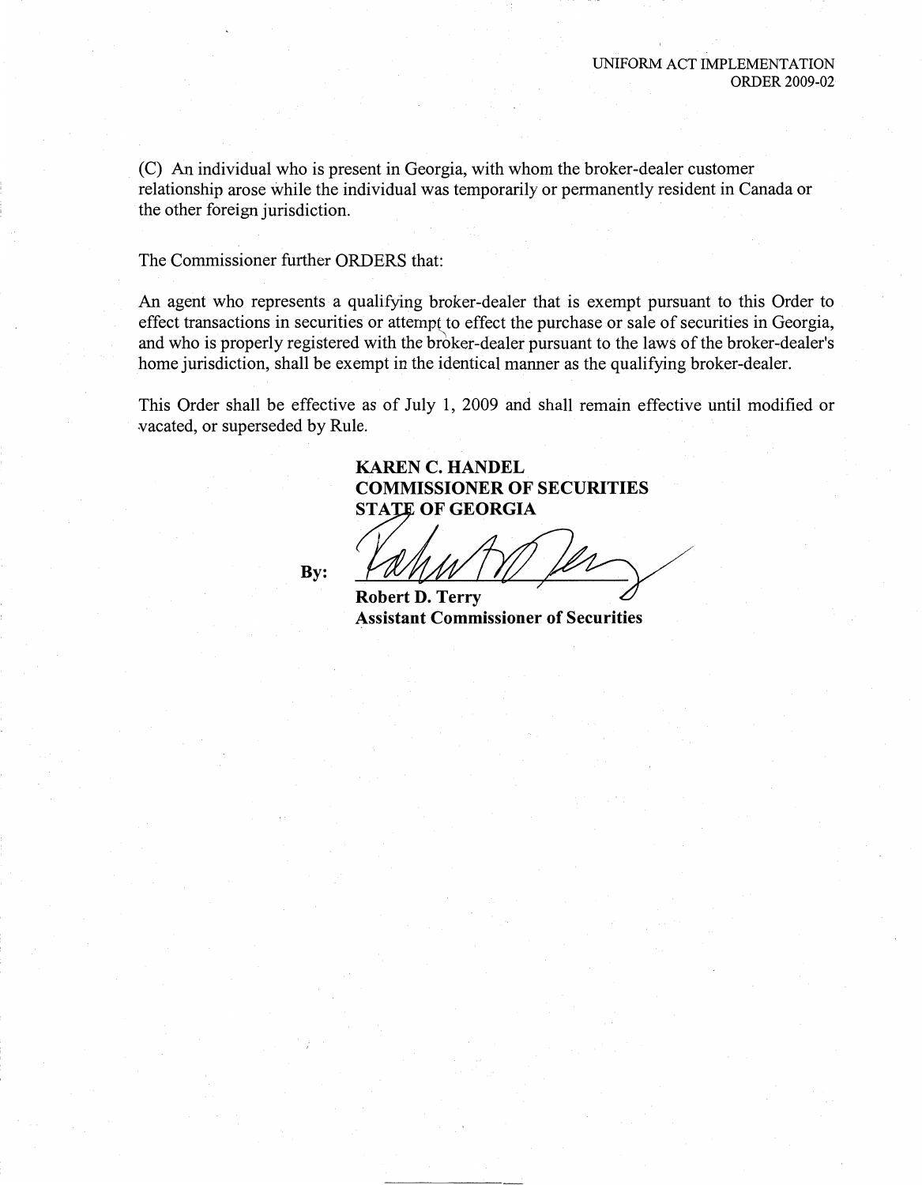(C) An individual who is present in Georgia, with whom the broker-dealer customer relationship arose while the individual was temporarily or permanently resident in Canada or the other foreign jurisdiction.

The Commissioner further ORDERS that:

An agent who represents a qualifying broker-dealer that is exempt pursuant to this Order to effect transactions in securities or attempt to effect the purchase or sale of securities in Georgia, and who is properly registered with the broker-dealer pursuant to the laws of the broker-dealer's home jurisdiction, shall be exempt in the identical manner as the qualifying broker-dealer.

This Order shall be effective as of July 1, 2009 and shall remain effective until modified or vacated, or superseded by Rule.

**KAREN C. HANDEL**
**COMMISSIONER OF SECURITIES**
**STATE OF GEORGIA**

**By:** ______________________

**Robert D. Terry**
**Assistant Commissioner of Securities**